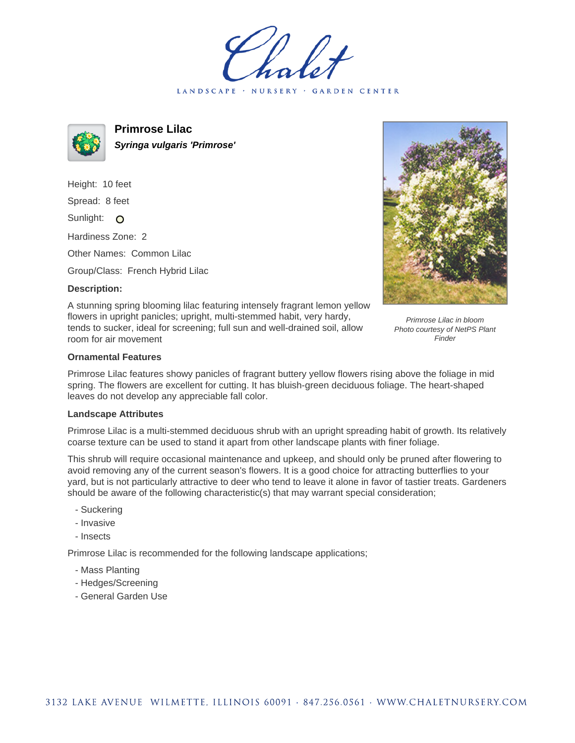# Chalet

LANDSCAPE · NURSERY · GARDEN CENTER

## Primrose Lilac

***Syringa vulgaris 'Primrose'***

Height: 10 feet

Spread: 8 feet

Sunlight: O

Hardiness Zone: 2

Other Names: Common Lilac

Group/Class: French Hybrid Lilac

**Description:**

A stunning spring blooming lilac featuring intensely fragrant lemon yellow flowers in upright panicles; upright, multi-stemmed habit, very hardy, tends to sucker, ideal for screening; full sun and well-drained soil, allow room for air movement

*Primrose Lilac in bloom*
*Photo courtesy of NetPS Plant Finder*

**Ornamental Features**

Primrose Lilac features showy panicles of fragrant buttery yellow flowers rising above the foliage in mid spring. The flowers are excellent for cutting. It has bluish-green deciduous foliage. The heart-shaped leaves do not develop any appreciable fall color.

**Landscape Attributes**

Primrose Lilac is a multi-stemmed deciduous shrub with an upright spreading habit of growth. Its relatively coarse texture can be used to stand it apart from other landscape plants with finer foliage.

This shrub will require occasional maintenance and upkeep, and should only be pruned after flowering to avoid removing any of the current season's flowers. It is a good choice for attracting butterflies to your yard, but is not particularly attractive to deer who tend to leave it alone in favor of tastier treats. Gardeners should be aware of the following characteristic(s) that may warrant special consideration;

- Suckering
- Invasive
- Insects

Primrose Lilac is recommended for the following landscape applications;

- Mass Planting
- Hedges/Screening
- General Garden Use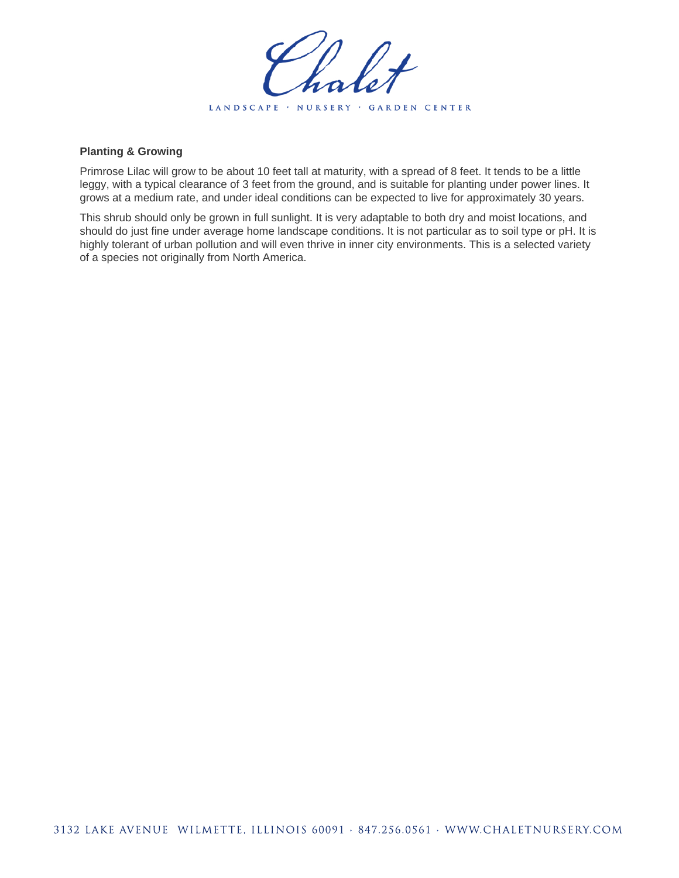### Planting & Growing

Primrose Lilac will grow to be about 10 feet tall at maturity, with a spread of 8 feet. It tends to be a little leggy, with a typical clearance of 3 feet from the ground, and is suitable for planting under power lines. It grows at a medium rate, and under ideal conditions can be expected to live for approximately 30 years.

This shrub should only be grown in full sunlight. It is very adaptable to both dry and moist locations, and should do just fine under average home landscape conditions. It is not particular as to soil type or pH. It is highly tolerant of urban pollution and will even thrive in inner city environments. This is a selected variety of a species not originally from North America.